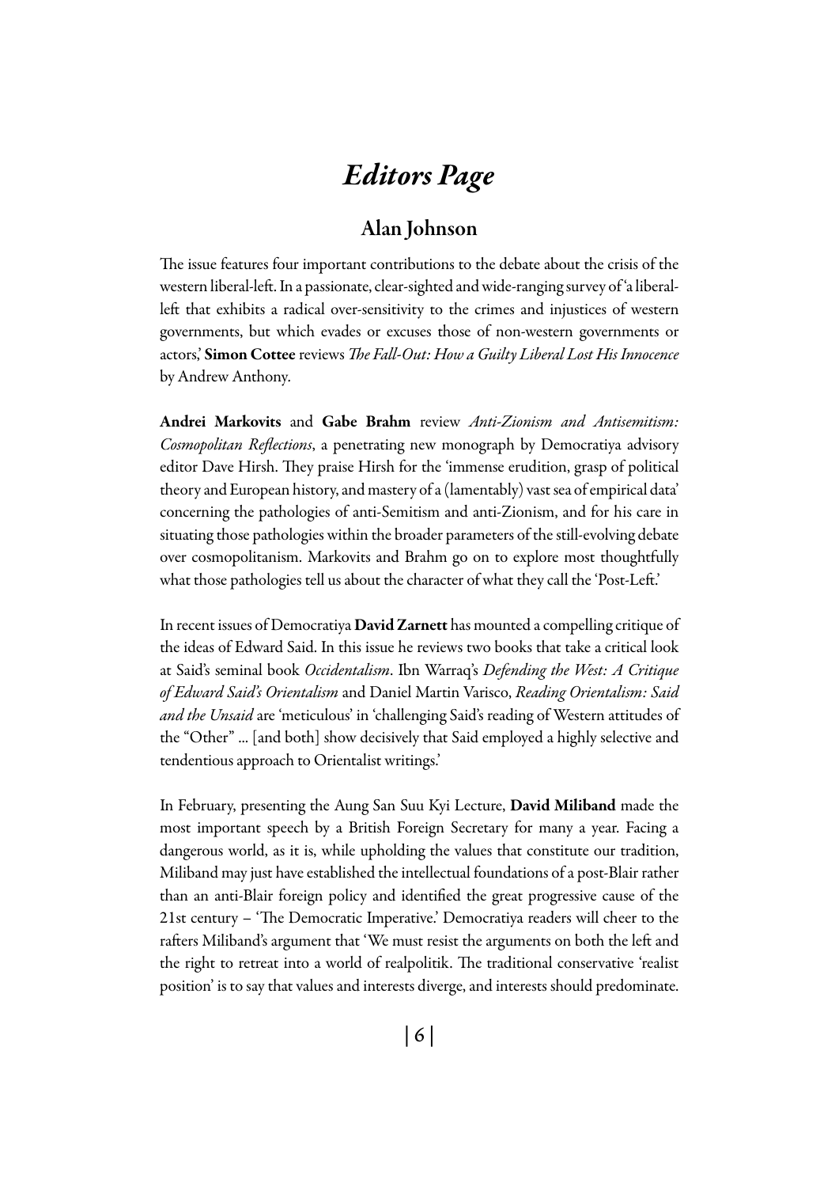# *Editors Page*

## Alan Johnson

The issue features four important contributions to the debate about the crisis of the western liberal-left. In a passionate, clear-sighted and wide-ranging survey of 'a liberal-left that exhibits a radical over-sensitivity to the crimes and injustices of western governments, but which evades or excuses those of non-western governments or actors,' **Simon Cottee** reviews *The Fall-Out: How a Guilty Liberal Lost His Innocence* by Andrew Anthony.

**Andrei Markovits** and **Gabe Brahm** review *Anti-Zionism and Antisemitism: Cosmopolitan Reflections*, a penetrating new monograph by Democratiya advisory editor Dave Hirsh. They praise Hirsh for the 'immense erudition, grasp of political theory and European history, and mastery of a (lamentably) vast sea of empirical data' concerning the pathologies of anti-Semitism and anti-Zionism, and for his care in situating those pathologies within the broader parameters of the still-evolving debate over cosmopolitanism. Markovits and Brahm go on to explore most thoughtfully what those pathologies tell us about the character of what they call the 'Post-Left.'

In recent issues of Democratiya **David Zarnett** has mounted a compelling critique of the ideas of Edward Said. In this issue he reviews two books that take a critical look at Said's seminal book *Occidentalism*. Ibn Warraq's *Defending the West: A Critique of Edward Said's Orientalism* and Daniel Martin Varisco, *Reading Orientalism: Said and the Unsaid* are 'meticulous' in 'challenging Said's reading of Western attitudes of the "Other" ... [and both] show decisively that Said employed a highly selective and tendentious approach to Orientalist writings.'

In February, presenting the Aung San Suu Kyi Lecture, **David Miliband** made the most important speech by a British Foreign Secretary for many a year. Facing a dangerous world, as it is, while upholding the values that constitute our tradition, Miliband may just have established the intellectual foundations of a post-Blair rather than an anti-Blair foreign policy and identified the great progressive cause of the 21st century – 'The Democratic Imperative.' Democratiya readers will cheer to the rafters Miliband's argument that 'We must resist the arguments on both the left and the right to retreat into a world of realpolitik. The traditional conservative 'realist position' is to say that values and interests diverge, and interests should predominate.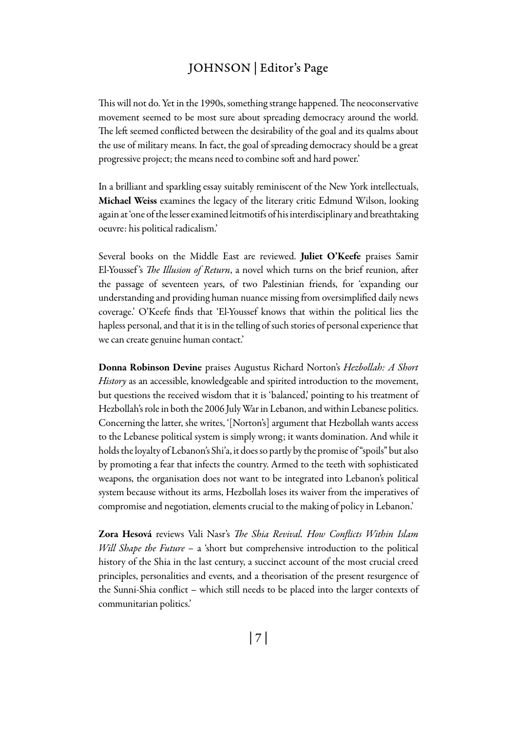This will not do. Yet in the 1990s, something strange happened. The neoconservative movement seemed to be most sure about spreading democracy around the world. The left seemed conflicted between the desirability of the goal and its qualms about the use of military means. In fact, the goal of spreading democracy should be a great progressive project; the means need to combine soft and hard power.'

In a brilliant and sparkling essay suitably reminiscent of the New York intellectuals, **Michael Weiss** examines the legacy of the literary critic Edmund Wilson, looking again at 'one of the lesser examined leitmotifs of his interdisciplinary and breathtaking oeuvre: his political radicalism.'

Several books on the Middle East are reviewed. **Juliet O'Keefe** praises Samir El-Youssef's *The Illusion of Return*, a novel which turns on the brief reunion, after the passage of seventeen years, of two Palestinian friends, for 'expanding our understanding and providing human nuance missing from oversimplified daily news coverage.' O'Keefe finds that 'El-Youssef knows that within the political lies the hapless personal, and that it is in the telling of such stories of personal experience that we can create genuine human contact.'

**Donna Robinson Devine** praises Augustus Richard Norton's *Hezbollah: A Short History* as an accessible, knowledgeable and spirited introduction to the movement, but questions the received wisdom that it is 'balanced,' pointing to his treatment of Hezbollah's role in both the 2006 July War in Lebanon, and within Lebanese politics. Concerning the latter, she writes, '[Norton's] argument that Hezbollah wants access to the Lebanese political system is simply wrong; it wants domination. And while it holds the loyalty of Lebanon's Shi'a, it does so partly by the promise of "spoils" but also by promoting a fear that infects the country. Armed to the teeth with sophisticated weapons, the organisation does not want to be integrated into Lebanon's political system because without its arms, Hezbollah loses its waiver from the imperatives of compromise and negotiation, elements crucial to the making of policy in Lebanon.'

**Zora Hesová** reviews Vali Nasr's *The Shia Revival. How Conflicts Within Islam Will Shape the Future* – a 'short but comprehensive introduction to the political history of the Shia in the last century, a succinct account of the most crucial creed principles, personalities and events, and a theorisation of the present resurgence of the Sunni-Shia conflict – which still needs to be placed into the larger contexts of communitarian politics.'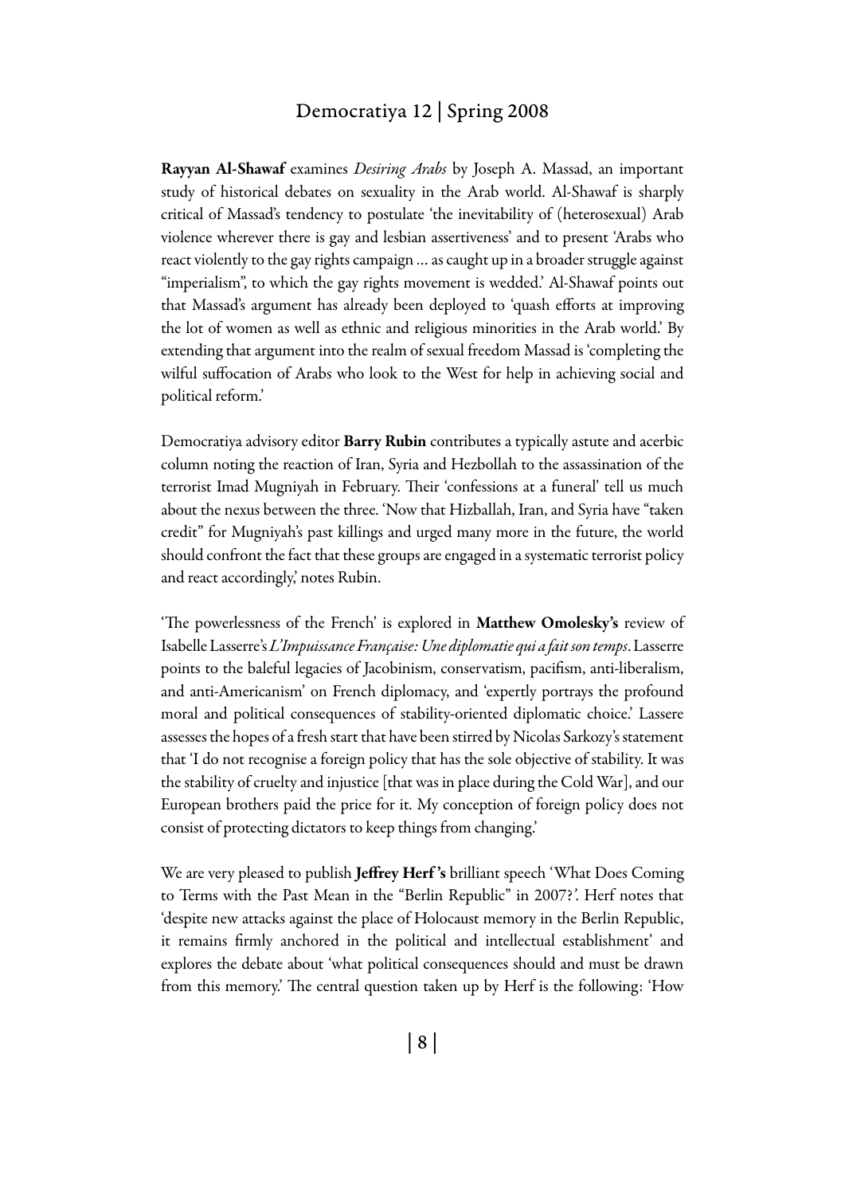**Rayyan Al-Shawaf** examines *Desiring Arabs* by Joseph A. Massad, an important study of historical debates on sexuality in the Arab world. Al-Shawaf is sharply critical of Massad's tendency to postulate 'the inevitability of (heterosexual) Arab violence wherever there is gay and lesbian assertiveness' and to present 'Arabs who react violently to the gay rights campaign … as caught up in a broader struggle against "imperialism", to which the gay rights movement is wedded.' Al-Shawaf points out that Massad's argument has already been deployed to 'quash efforts at improving the lot of women as well as ethnic and religious minorities in the Arab world.' By extending that argument into the realm of sexual freedom Massad is 'completing the wilful suffocation of Arabs who look to the West for help in achieving social and political reform.'

Democratiya advisory editor **Barry Rubin** contributes a typically astute and acerbic column noting the reaction of Iran, Syria and Hezbollah to the assassination of the terrorist Imad Mugniyah in February. Their 'confessions at a funeral' tell us much about the nexus between the three. 'Now that Hizballah, Iran, and Syria have "taken credit" for Mugniyah's past killings and urged many more in the future, the world should confront the fact that these groups are engaged in a systematic terrorist policy and react accordingly,' notes Rubin.

'The powerlessness of the French' is explored in **Matthew Omolesky's** review of Isabelle Lasserre's *L'Impuissance Française: Une diplomatie qui a fait son temps*. Lasserre points to the baleful legacies of Jacobinism, conservatism, pacifism, anti-liberalism, and anti-Americanism' on French diplomacy, and 'expertly portrays the profound moral and political consequences of stability-oriented diplomatic choice.' Lassere assesses the hopes of a fresh start that have been stirred by Nicolas Sarkozy's statement that 'I do not recognise a foreign policy that has the sole objective of stability. It was the stability of cruelty and injustice [that was in place during the Cold War], and our European brothers paid the price for it. My conception of foreign policy does not consist of protecting dictators to keep things from changing.'

We are very pleased to publish **Jeffrey Herf's** brilliant speech 'What Does Coming to Terms with the Past Mean in the "Berlin Republic" in 2007?'. Herf notes that 'despite new attacks against the place of Holocaust memory in the Berlin Republic, it remains firmly anchored in the political and intellectual establishment' and explores the debate about 'what political consequences should and must be drawn from this memory.' The central question taken up by Herf is the following: 'How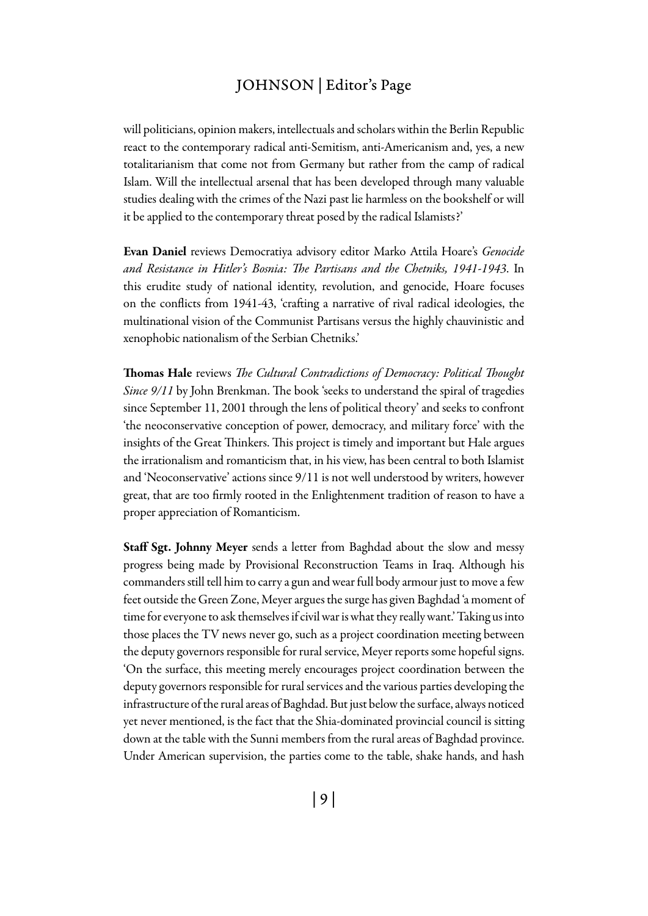will politicians, opinion makers, intellectuals and scholars within the Berlin Republic react to the contemporary radical anti-Semitism, anti-Americanism and, yes, a new totalitarianism that come not from Germany but rather from the camp of radical Islam. Will the intellectual arsenal that has been developed through many valuable studies dealing with the crimes of the Nazi past lie harmless on the bookshelf or will it be applied to the contemporary threat posed by the radical Islamists?'

**Evan Daniel** reviews Democratiya advisory editor Marko Attila Hoare's *Genocide and Resistance in Hitler's Bosnia: The Partisans and the Chetniks, 1941-1943*. In this erudite study of national identity, revolution, and genocide, Hoare focuses on the conflicts from 1941-43, 'crafting a narrative of rival radical ideologies, the multinational vision of the Communist Partisans versus the highly chauvinistic and xenophobic nationalism of the Serbian Chetniks.'

**Thomas Hale** reviews *The Cultural Contradictions of Democracy: Political Thought Since 9/11* by John Brenkman. The book 'seeks to understand the spiral of tragedies since September 11, 2001 through the lens of political theory' and seeks to confront 'the neoconservative conception of power, democracy, and military force' with the insights of the Great Thinkers. This project is timely and important but Hale argues the irrationalism and romanticism that, in his view, has been central to both Islamist and 'Neoconservative' actions since 9/11 is not well understood by writers, however great, that are too firmly rooted in the Enlightenment tradition of reason to have a proper appreciation of Romanticism.

**Staff Sgt. Johnny Meyer** sends a letter from Baghdad about the slow and messy progress being made by Provisional Reconstruction Teams in Iraq. Although his commanders still tell him to carry a gun and wear full body armour just to move a few feet outside the Green Zone, Meyer argues the surge has given Baghdad 'a moment of time for everyone to ask themselves if civil war is what they really want.' Taking us into those places the TV news never go, such as a project coordination meeting between the deputy governors responsible for rural service, Meyer reports some hopeful signs. 'On the surface, this meeting merely encourages project coordination between the deputy governors responsible for rural services and the various parties developing the infrastructure of the rural areas of Baghdad. But just below the surface, always noticed yet never mentioned, is the fact that the Shia-dominated provincial council is sitting down at the table with the Sunni members from the rural areas of Baghdad province. Under American supervision, the parties come to the table, shake hands, and hash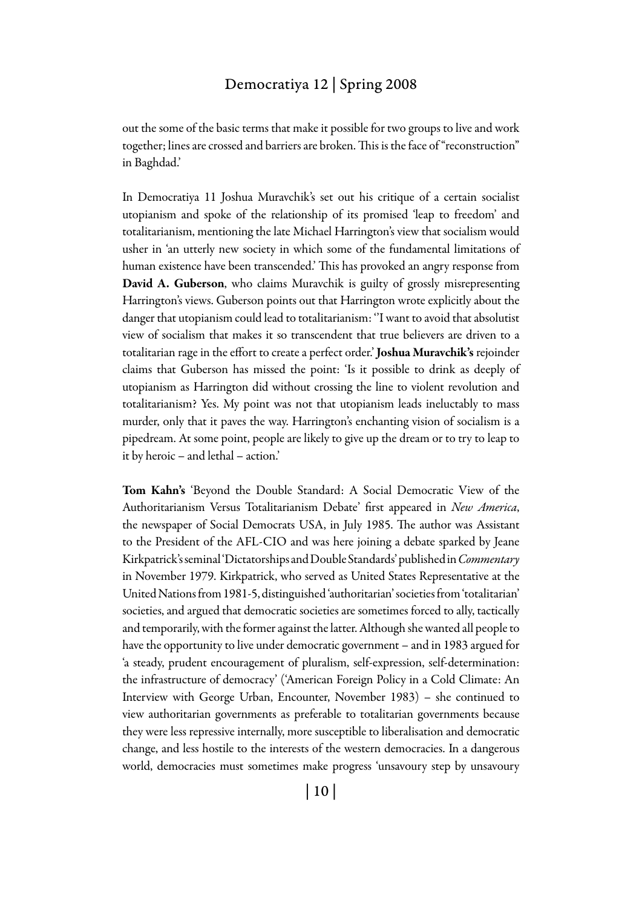out the some of the basic terms that make it possible for two groups to live and work together; lines are crossed and barriers are broken. This is the face of "reconstruction" in Baghdad.'

In Democratiya 11 Joshua Muravchik's set out his critique of a certain socialist utopianism and spoke of the relationship of its promised 'leap to freedom' and totalitarianism, mentioning the late Michael Harrington's view that socialism would usher in 'an utterly new society in which some of the fundamental limitations of human existence have been transcended.' This has provoked an angry response from **David A. Guberson**, who claims Muravchik is guilty of grossly misrepresenting Harrington's views. Guberson points out that Harrington wrote explicitly about the danger that utopianism could lead to totalitarianism: ''I want to avoid that absolutist view of socialism that makes it so transcendent that true believers are driven to a totalitarian rage in the effort to create a perfect order.' **Joshua Muravchik's** rejoinder claims that Guberson has missed the point: 'Is it possible to drink as deeply of utopianism as Harrington did without crossing the line to violent revolution and totalitarianism? Yes. My point was not that utopianism leads ineluctably to mass murder, only that it paves the way. Harrington's enchanting vision of socialism is a pipedream. At some point, people are likely to give up the dream or to try to leap to it by heroic – and lethal – action.'

**Tom Kahn's** 'Beyond the Double Standard: A Social Democratic View of the Authoritarianism Versus Totalitarianism Debate' first appeared in *New America*, the newspaper of Social Democrats USA, in July 1985. The author was Assistant to the President of the AFL-CIO and was here joining a debate sparked by Jeane Kirkpatrick's seminal 'Dictatorships and Double Standards' published in *Commentary* in November 1979. Kirkpatrick, who served as United States Representative at the United Nations from 1981-5, distinguished 'authoritarian' societies from 'totalitarian' societies, and argued that democratic societies are sometimes forced to ally, tactically and temporarily, with the former against the latter. Although she wanted all people to have the opportunity to live under democratic government – and in 1983 argued for 'a steady, prudent encouragement of pluralism, self-expression, self-determination: the infrastructure of democracy' ('American Foreign Policy in a Cold Climate: An Interview with George Urban, Encounter, November 1983) – she continued to view authoritarian governments as preferable to totalitarian governments because they were less repressive internally, more susceptible to liberalisation and democratic change, and less hostile to the interests of the western democracies. In a dangerous world, democracies must sometimes make progress 'unsavoury step by unsavoury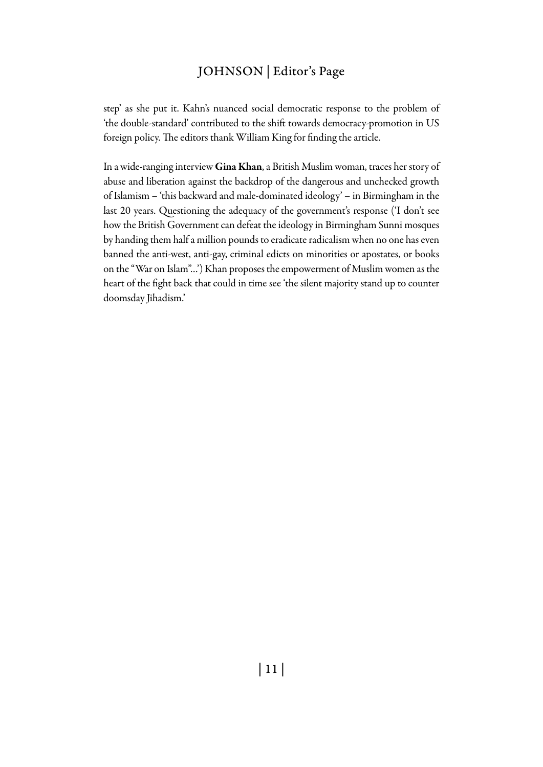step' as she put it. Kahn's nuanced social democratic response to the problem of 'the double-standard' contributed to the shift towards democracy-promotion in US foreign policy. The editors thank William King for finding the article.

In a wide-ranging interview **Gina Khan**, a British Muslim woman, traces her story of abuse and liberation against the backdrop of the dangerous and unchecked growth of Islamism – 'this backward and male-dominated ideology' – in Birmingham in the last 20 years. Questioning the adequacy of the government's response ('I don't see how the British Government can defeat the ideology in Birmingham Sunni mosques by handing them half a million pounds to eradicate radicalism when no one has even banned the anti-west, anti-gay, criminal edicts on minorities or apostates, or books on the "War on Islam"…') Khan proposes the empowerment of Muslim women as the heart of the fight back that could in time see 'the silent majority stand up to counter doomsday Jihadism.'